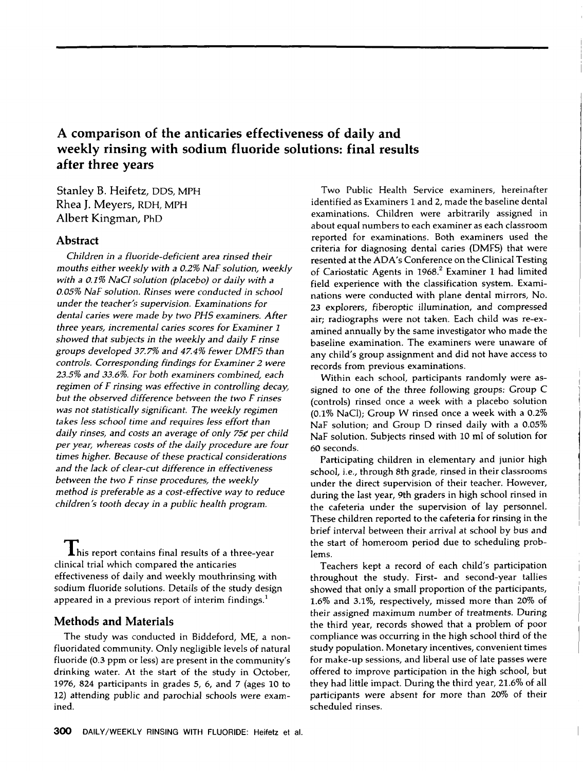# A comparison of the anticaries effectiveness of daily and weekly rinsing with sodium fluoride solutions: final results after three years

Stanley B. Heifetz, DDS, MPH
Rhea J. Meyers, RDH, MPH
Albert Kingman, PhD

## Abstract

*Children in a fluoride-deficient area rinsed their mouths either weekly with a 0.2% NaF solution, weekly with a 0.1% NaCl solution (placebo) or daily with a 0.05% NaF solution. Rinses were conducted in school under the teacher's supervision. Examinations for dental caries were made by two PHS examiners. After three years, incremental caries scores for Examiner 1 showed that subjects in the weekly and daily F rinse groups developed 37.7% and 47.4% fewer DMFS than controls. Corresponding findings for Examiner 2 were 23.5% and 33.6%. For both examiners combined, each regimen of F rinsing was effective in controlling decay, but the observed difference between the two F rinses was not statistically significant. The weekly regimen takes less school time and requires less effort than daily rinses, and costs an average of only 75¢ per child per year, whereas costs of the daily procedure are four times higher. Because of these practical considerations and the lack of clear-cut difference in effectiveness between the two F rinse procedures, the weekly method is preferable as a cost-effective way to reduce children's tooth decay in a public health program.*

This report contains final results of a three-year clinical trial which compared the anticaries effectiveness of daily and weekly mouthrinsing with sodium fluoride solutions. Details of the study design appeared in a previous report of interim findings.[1]

## Methods and Materials

The study was conducted in Biddeford, ME, a non-fluoridated community. Only negligible levels of natural fluoride (0.3 ppm or less) are present in the community's drinking water. At the start of the study in October, 1976, 824 participants in grades 5, 6, and 7 (ages 10 to 12) attending public and parochial schools were examined.

Two Public Health Service examiners, hereinafter identified as Examiners 1 and 2, made the baseline dental examinations. Children were arbitrarily assigned in about equal numbers to each examiner as each classroom reported for examinations. Both examiners used the criteria for diagnosing dental caries (DMFS) that were resented at the ADA's Conference on the Clinical Testing of Cariostatic Agents in 1968.[2] Examiner 1 had limited field experience with the classification system. Examinations were conducted with plane dental mirrors, No. 23 explorers, fiberoptic illumination, and compressed air; radiographs were not taken. Each child was re-examined annually by the same investigator who made the baseline examination. The examiners were unaware of any child's group assignment and did not have access to records from previous examinations.

Within each school, participants randomly were assigned to one of the three following groups: Group C (controls) rinsed once a week with a placebo solution (0.1% NaCl); Group W rinsed once a week with a 0.2% NaF solution; and Group D rinsed daily with a 0.05% NaF solution. Subjects rinsed with 10 ml of solution for 60 seconds.

Participating children in elementary and junior high school, i.e., through 8th grade, rinsed in their classrooms under the direct supervision of their teacher. However, during the last year, 9th graders in high school rinsed in the cafeteria under the supervision of lay personnel. These children reported to the cafeteria for rinsing in the brief interval between their arrival at school by bus and the start of homeroom period due to scheduling problems.

Teachers kept a record of each child's participation throughout the study. First- and second-year tallies showed that only a small proportion of the participants, 1.6% and 3.1%, respectively, missed more than 20% of their assigned maximum number of treatments. During the third year, records showed that a problem of poor compliance was occurring in the high school third of the study population. Monetary incentives, convenient times for make-up sessions, and liberal use of late passes were offered to improve participation in the high school, but they had little impact. During the third year, 21.6% of all participants were absent for more than 20% of their scheduled rinses.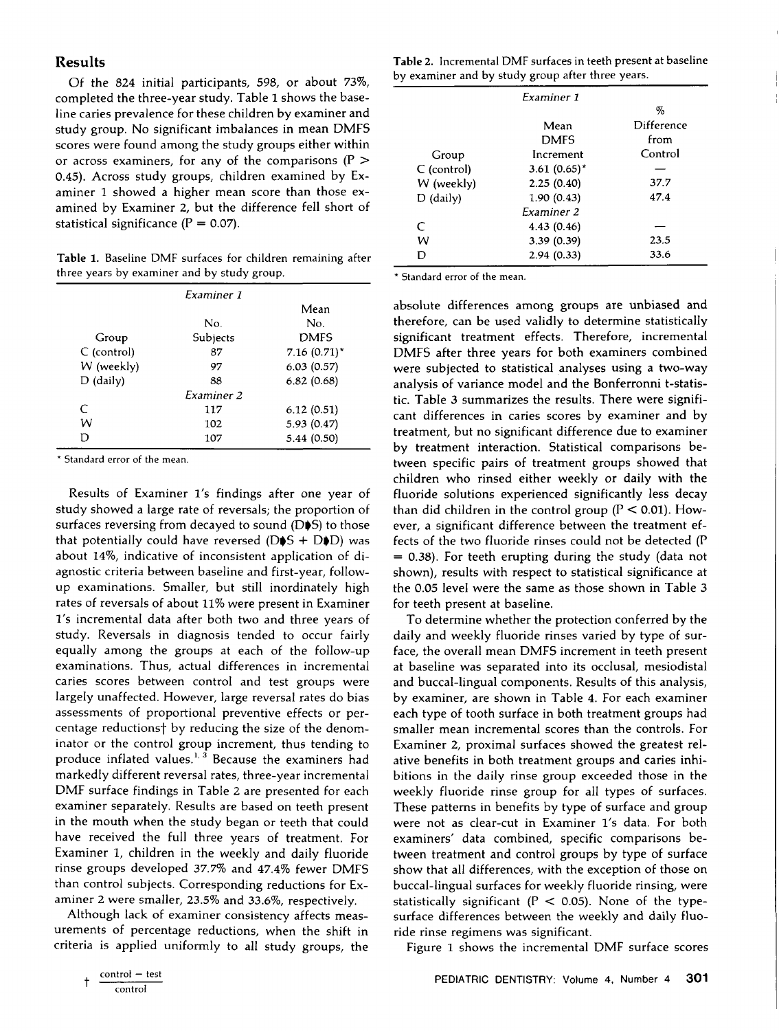## Results

Of the 824 initial participants, 598, or about 73%, completed the three-year study. Table 1 shows the baseline caries prevalence for these children by examiner and study group. No significant imbalances in mean DMFS scores were found among the study groups either within or across examiners, for any of the comparisons ($P > 0.45$). Across study groups, children examined by Examiner 1 showed a higher mean score than those examined by Examiner 2, but the difference fell short of statistical significance ($P = 0.07$).

**Table 1.** Baseline DMF surfaces for children remaining after three years by examiner and by study group.

| Group | No. Subjects | Mean No. DMFS |
|---|---|---|
| *Examiner 1* | | |
| C (control) | 87 | 7.16 (0.71)* |
| W (weekly) | 97 | 6.03 (0.57) |
| D (daily) | 88 | 6.82 (0.68) |
| *Examiner 2* | | |
| C | 117 | 6.12 (0.51) |
| W | 102 | 5.93 (0.47) |
| D | 107 | 5.44 (0.50) |

\* Standard error of the mean.

Results of Examiner 1's findings after one year of study showed a large rate of reversals; the proportion of surfaces reversing from decayed to sound (D→S) to those that potentially could have reversed (D→S + D→D) was about 14%, indicative of inconsistent application of diagnostic criteria between baseline and first-year, follow-up examinations. Smaller, but still inordinately high rates of reversals of about 11% were present in Examiner 1's incremental data after both two and three years of study. Reversals in diagnosis tended to occur fairly equally among the groups at each of the follow-up examinations. Thus, actual differences in incremental caries scores between control and test groups were largely unaffected. However, large reversal rates do bias assessments of proportional preventive effects or percentage reductions† by reducing the size of the denominator or the control group increment, thus tending to produce inflated values.[1,3] Because the examiners had markedly different reversal rates, three-year incremental DMF surface findings in Table 2 are presented for each examiner separately. Results are based on teeth present in the mouth when the study began or teeth that could have received the full three years of treatment. For Examiner 1, children in the weekly and daily fluoride rinse groups developed 37.7% and 47.4% fewer DMFS than control subjects. Corresponding reductions for Examiner 2 were smaller, 23.5% and 33.6%, respectively.

Although lack of examiner consistency affects measurements of percentage reductions, when the shift in criteria is applied uniformly to all study groups, the absolute differences among groups are unbiased and therefore, can be used validly to determine statistically significant treatment effects. Therefore, incremental DMFS after three years for both examiners combined were subjected to statistical analyses using a two-way analysis of variance model and the Bonferronni t-statistic. Table 3 summarizes the results. There were significant differences in caries scores by examiner and by treatment, but no significant difference due to examiner by treatment interaction. Statistical comparisons between specific pairs of treatment groups showed that children who rinsed either weekly or daily with the fluoride solutions experienced significantly less decay than did children in the control group ($P < 0.01$). However, a significant difference between the treatment effects of the two fluoride rinses could not be detected ($P = 0.38$). For teeth erupting during the study (data not shown), results with respect to statistical significance at the 0.05 level were the same as those shown in Table 3 for teeth present at baseline.

To determine whether the protection conferred by the daily and weekly fluoride rinses varied by type of surface, the overall mean DMFS increment in teeth present at baseline was separated into its occlusal, mesiodistal and buccal-lingual components. Results of this analysis, by examiner, are shown in Table 4. For each examiner each type of tooth surface in both treatment groups had smaller mean incremental scores than the controls. For Examiner 2, proximal surfaces showed the greatest relative benefits in both treatment groups and caries inhibitions in the daily rinse group exceeded those in the weekly fluoride rinse group for all types of surfaces. These patterns in benefits by type of surface and group were not as clear-cut in Examiner 1's data. For both examiners' data combined, specific comparisons between treatment and control groups by type of surface show that all differences, with the exception of those on buccal-lingual surfaces for weekly fluoride rinsing, were statistically significant ($P < 0.05$). None of the type-surface differences between the weekly and daily fluoride rinse regimens was significant.

Figure 1 shows the incremental DMF surface scores

**Table 2.** Incremental DMF surfaces in teeth present at baseline by examiner and by study group after three years.

| Group | Mean DMFS Increment | % Difference from Control |
|---|---|---|
| *Examiner 1* | | |
| C (control) | 3.61 (0.65)* | — |
| W (weekly) | 2.25 (0.40) | 37.7 |
| D (daily) | 1.90 (0.43) | 47.4 |
| *Examiner 2* | | |
| C | 4.43 (0.46) | — |
| W | 3.39 (0.39) | 23.5 |
| D | 2.94 (0.33) | 33.6 |

\* Standard error of the mean.

† $\frac{\text{control} - \text{test}}{\text{control}}$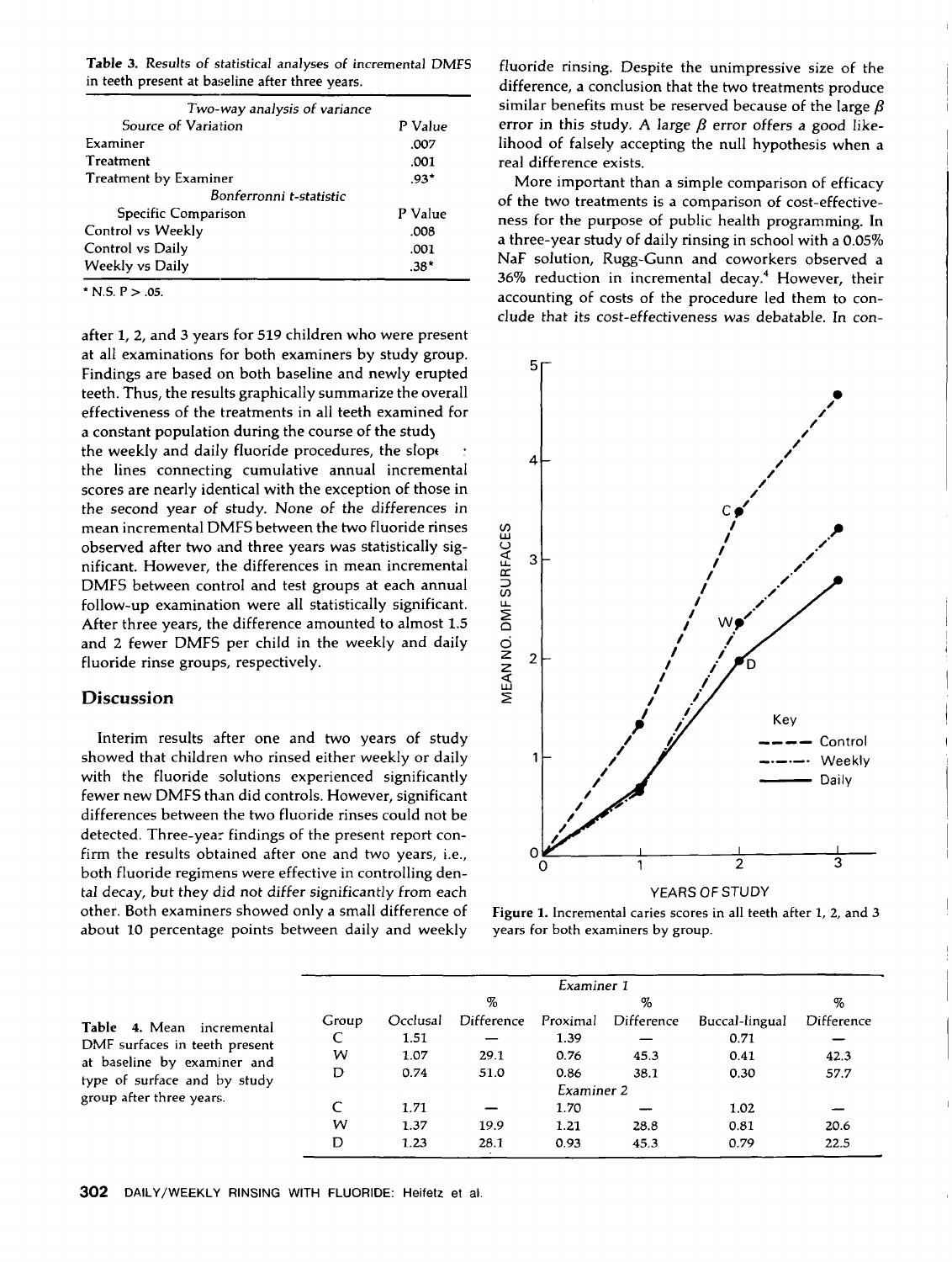**Table 3.** Results of statistical analyses of incremental DMFS in teeth present at baseline after three years.

| *Two-way analysis of variance* | |
|---|---|
| Source of Variation | P Value |
| Examiner | .007 |
| Treatment | .001 |
| Treatment by Examiner | .93* |
| *Bonferronni t-statistic* | |
| Specific Comparison | P Value |
| Control vs Weekly | .008 |
| Control vs Daily | .001 |
| Weekly vs Daily | .38* |

* N.S. P > .05.

after 1, 2, and 3 years for 519 children who were present at all examinations for both examiners by study group. Findings are based on both baseline and newly erupted teeth. Thus, the results graphically summarize the overall effectiveness of the treatments in all teeth examined for a constant population during the course of the study the weekly and daily fluoride procedures, the slope the lines connecting cumulative annual incremental scores are nearly identical with the exception of those in the second year of study. None of the differences in mean incremental DMFS between the two fluoride rinses observed after two and three years was statistically significant. However, the differences in mean incremental DMFS between control and test groups at each annual follow-up examination were all statistically significant. After three years, the difference amounted to almost 1.5 and 2 fewer DMFS per child in the weekly and daily fluoride rinse groups, respectively.

## Discussion

Interim results after one and two years of study showed that children who rinsed either weekly or daily with the fluoride solutions experienced significantly fewer new DMFS than did controls. However, significant differences between the two fluoride rinses could not be detected. Three-year findings of the present report confirm the results obtained after one and two years, i.e., both fluoride regimens were effective in controlling dental decay, but they did not differ significantly from each other. Both examiners showed only a small difference of about 10 percentage points between daily and weekly fluoride rinsing. Despite the unimpressive size of the difference, a conclusion that the two treatments produce similar benefits must be reserved because of the large $\beta$ error in this study. A large $\beta$ error offers a good likelihood of falsely accepting the null hypothesis when a real difference exists.

More important than a simple comparison of efficacy of the two treatments is a comparison of cost-effectiveness for the purpose of public health programming. In a three-year study of daily rinsing in school with a 0.05% NaF solution, Rugg-Gunn and coworkers observed a 36% reduction in incremental decay.[4] However, their accounting of costs of the procedure led them to conclude that its cost-effectiveness was debatable. In con-

**Figure 1.** Incremental caries scores in all teeth after 1, 2, and 3 years for both examiners by group.

**Table 4.** Mean incremental DMF surfaces in teeth present at baseline by examiner and type of surface and by study group after three years.

| Group | Occlusal | % Difference | Proximal | % Difference | Buccal-lingual | % Difference |
|---|---|---|---|---|---|---|
| *Examiner 1* | | | | | | |
| C | 1.51 | — | 1.39 | — | 0.71 | — |
| W | 1.07 | 29.1 | 0.76 | 45.3 | 0.41 | 42.3 |
| D | 0.74 | 51.0 | 0.86 | 38.1 | 0.30 | 57.7 |
| *Examiner 2* | | | | | | |
| C | 1.71 | — | 1.70 | — | 1.02 | — |
| W | 1.37 | 19.9 | 1.21 | 28.8 | 0.81 | 20.6 |
| D | 1.23 | 28.1 | 0.93 | 45.3 | 0.79 | 22.5 |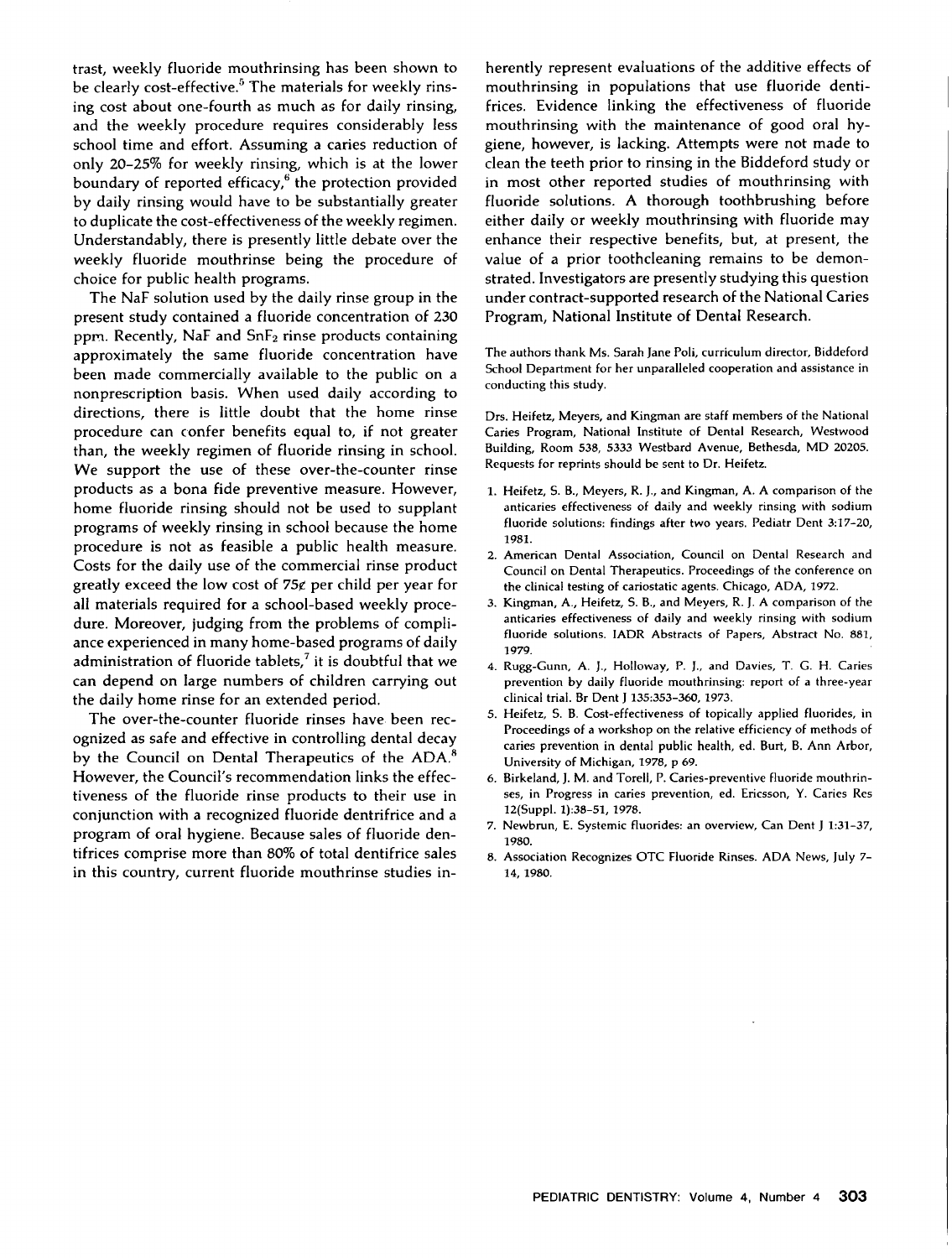trast, weekly fluoride mouthrinsing has been shown to be clearly cost-effective.[5] The materials for weekly rinsing cost about one-fourth as much as for daily rinsing, and the weekly procedure requires considerably less school time and effort. Assuming a caries reduction of only 20–25% for weekly rinsing, which is at the lower boundary of reported efficacy,[6] the protection provided by daily rinsing would have to be substantially greater to duplicate the cost-effectiveness of the weekly regimen. Understandably, there is presently little debate over the weekly fluoride mouthrinse being the procedure of choice for public health programs.

The NaF solution used by the daily rinse group in the present study contained a fluoride concentration of 230 ppm. Recently, NaF and $SnF_2$ rinse products containing approximately the same fluoride concentration have been made commercially available to the public on a nonprescription basis. When used daily according to directions, there is little doubt that the home rinse procedure can confer benefits equal to, if not greater than, the weekly regimen of fluoride rinsing in school. We support the use of these over-the-counter rinse products as a bona fide preventive measure. However, home fluoride rinsing should not be used to supplant programs of weekly rinsing in school because the home procedure is not as feasible a public health measure. Costs for the daily use of the commercial rinse product greatly exceed the low cost of 75¢ per child per year for all materials required for a school-based weekly procedure. Moreover, judging from the problems of compliance experienced in many home-based programs of daily administration of fluoride tablets,[7] it is doubtful that we can depend on large numbers of children carrying out the daily home rinse for an extended period.

The over-the-counter fluoride rinses have been recognized as safe and effective in controlling dental decay by the Council on Dental Therapeutics of the ADA.[8] However, the Council's recommendation links the effectiveness of the fluoride rinse products to their use in conjunction with a recognized fluoride dentrifrice and a program of oral hygiene. Because sales of fluoride dentifrices comprise more than 80% of total dentifrice sales in this country, current fluoride mouthrinse studies inherently represent evaluations of the additive effects of mouthrinsing in populations that use fluoride dentifrices. Evidence linking the effectiveness of fluoride mouthrinsing with the maintenance of good oral hygiene, however, is lacking. Attempts were not made to clean the teeth prior to rinsing in the Biddeford study or in most other reported studies of mouthrinsing with fluoride solutions. A thorough toothbrushing before either daily or weekly mouthrinsing with fluoride may enhance their respective benefits, but, at present, the value of a prior toothcleaning remains to be demonstrated. Investigators are presently studying this question under contract-supported research of the National Caries Program, National Institute of Dental Research.

The authors thank Ms. Sarah Jane Poli, curriculum director, Biddeford School Department for her unparalleled cooperation and assistance in conducting this study.

Drs. Heifetz, Meyers, and Kingman are staff members of the National Caries Program, National Institute of Dental Research, Westwood Building, Room 538, 5333 Westbard Avenue, Bethesda, MD 20205. Requests for reprints should be sent to Dr. Heifetz.

1. Heifetz, S. B., Meyers, R. J., and Kingman, A. A comparison of the anticaries effectiveness of daily and weekly rinsing with sodium fluoride solutions: findings after two years. Pediatr Dent 3:17–20, 1981.
2. American Dental Association, Council on Dental Research and Council on Dental Therapeutics. Proceedings of the conference on the clinical testing of cariostatic agents. Chicago, ADA, 1972.
3. Kingman, A., Heifetz, S. B., and Meyers, R. J. A comparison of the anticaries effectiveness of daily and weekly rinsing with sodium fluoride solutions. IADR Abstracts of Papers, Abstract No. 881, 1979.
4. Rugg-Gunn, A. J., Holloway, P. J., and Davies, T. G. H. Caries prevention by daily fluoride mouthrinsing: report of a three-year clinical trial. Br Dent J 135:353–360, 1973.
5. Heifetz, S. B. Cost-effectiveness of topically applied fluorides, in Proceedings of a workshop on the relative efficiency of methods of caries prevention in dental public health, ed. Burt, B. Ann Arbor, University of Michigan, 1978, p 69.
6. Birkeland, J. M. and Torell, P. Caries-preventive fluoride mouthrinses, in Progress in caries prevention, ed. Ericsson, Y. Caries Res 12(Suppl. 1):38–51, 1978.
7. Newbrun, E. Systemic fluorides: an overview, Can Dent J 1:31–37, 1980.
8. Association Recognizes OTC Fluoride Rinses. ADA News, July 7–14, 1980.